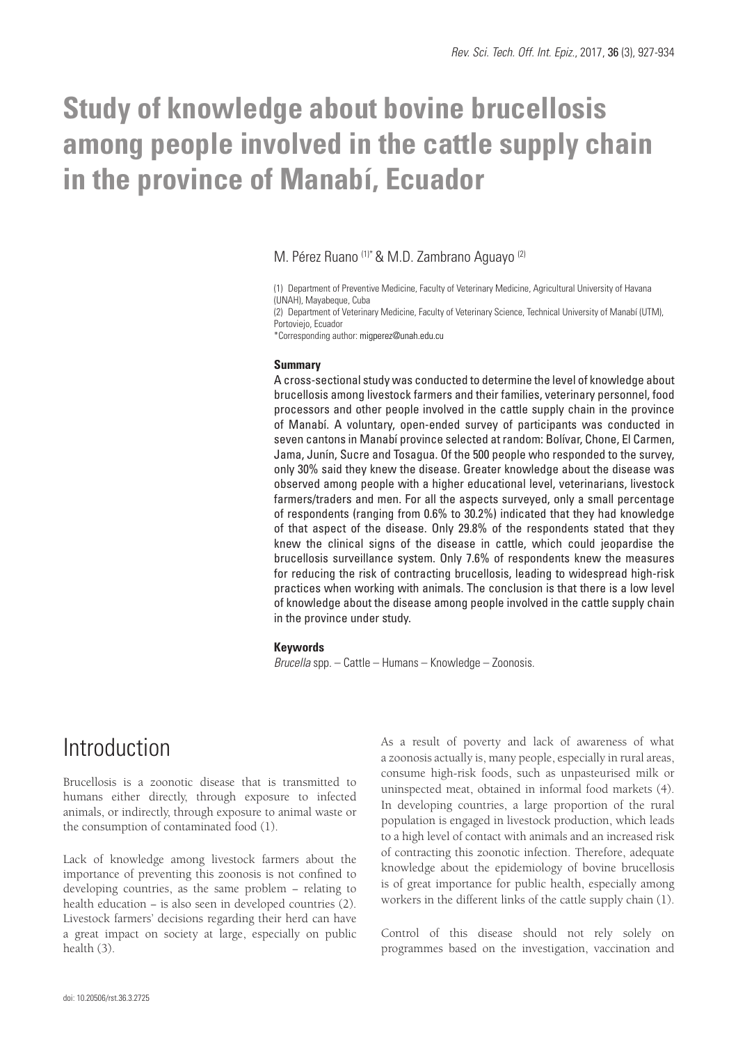# Study of knowledge about bovine brucellosis among people involved in the cattle supply chain in the province of Manabí, Ecuador

M. Pérez Ruano [(1)*] & M.D. Zambrano Aguayo [(2)]

(1) Department of Preventive Medicine, Faculty of Veterinary Medicine, Agricultural University of Havana (UNAH), Mayabeque, Cuba

(2) Department of Veterinary Medicine, Faculty of Veterinary Science, Technical University of Manabí (UTM), Portoviejo, Ecuador

*Corresponding author: migperez@unah.edu.cu

### Summary

A cross-sectional study was conducted to determine the level of knowledge about brucellosis among livestock farmers and their families, veterinary personnel, food processors and other people involved in the cattle supply chain in the province of Manabí. A voluntary, open-ended survey of participants was conducted in seven cantons in Manabí province selected at random: Bolívar, Chone, El Carmen, Jama, Junín, Sucre and Tosagua. Of the 500 people who responded to the survey, only 30% said they knew the disease. Greater knowledge about the disease was observed among people with a higher educational level, veterinarians, livestock farmers/traders and men. For all the aspects surveyed, only a small percentage of respondents (ranging from 0.6% to 30.2%) indicated that they had knowledge of that aspect of the disease. Only 29.8% of the respondents stated that they knew the clinical signs of the disease in cattle, which could jeopardise the brucellosis surveillance system. Only 7.6% of respondents knew the measures for reducing the risk of contracting brucellosis, leading to widespread high-risk practices when working with animals. The conclusion is that there is a low level of knowledge about the disease among people involved in the cattle supply chain in the province under study.

### Keywords

*Brucella* spp. – Cattle – Humans – Knowledge – Zoonosis.

## Introduction

Brucellosis is a zoonotic disease that is transmitted to humans either directly, through exposure to infected animals, or indirectly, through exposure to animal waste or the consumption of contaminated food (1).

Lack of knowledge among livestock farmers about the importance of preventing this zoonosis is not confined to developing countries, as the same problem – relating to health education – is also seen in developed countries (2). Livestock farmers' decisions regarding their herd can have a great impact on society at large, especially on public health (3).

As a result of poverty and lack of awareness of what a zoonosis actually is, many people, especially in rural areas, consume high-risk foods, such as unpasteurised milk or uninspected meat, obtained in informal food markets (4). In developing countries, a large proportion of the rural population is engaged in livestock production, which leads to a high level of contact with animals and an increased risk of contracting this zoonotic infection. Therefore, adequate knowledge about the epidemiology of bovine brucellosis is of great importance for public health, especially among workers in the different links of the cattle supply chain (1).

Control of this disease should not rely solely on programmes based on the investigation, vaccination and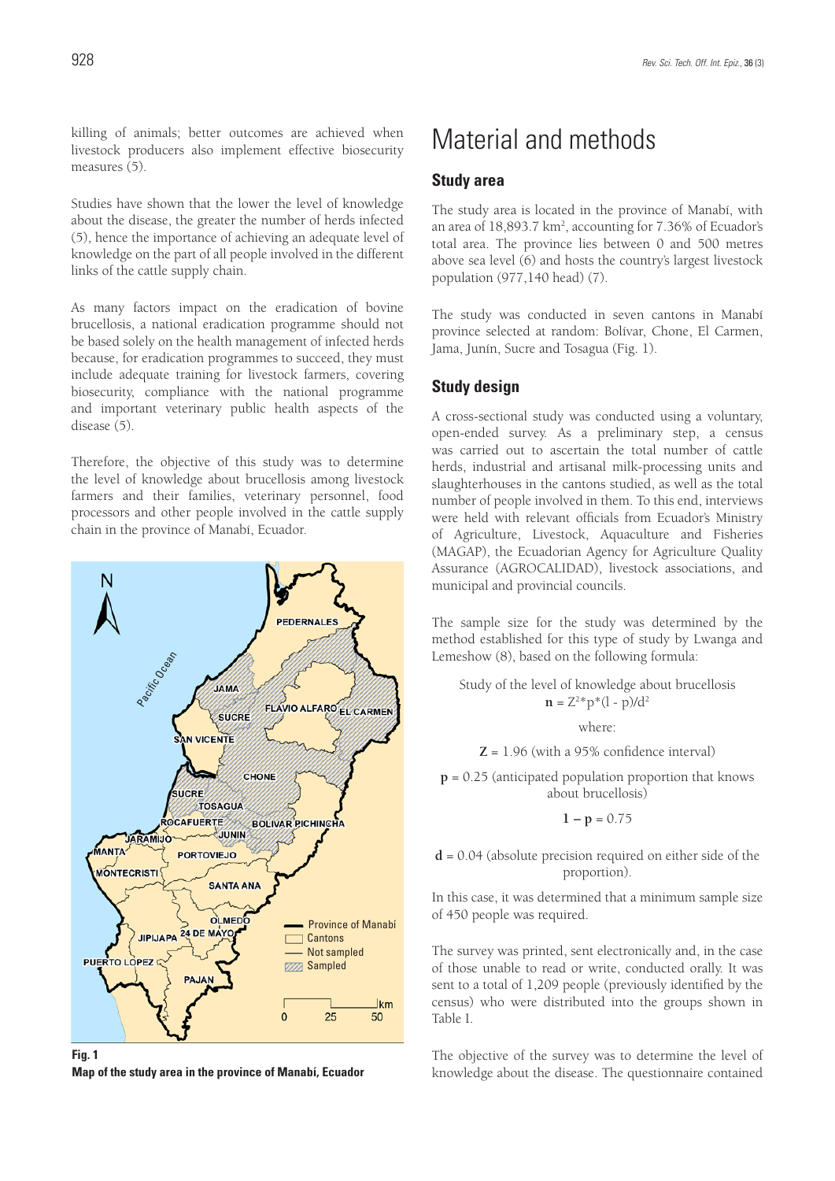killing of animals; better outcomes are achieved when livestock producers also implement effective biosecurity measures (5).

Studies have shown that the lower the level of knowledge about the disease, the greater the number of herds infected (5), hence the importance of achieving an adequate level of knowledge on the part of all people involved in the different links of the cattle supply chain.

As many factors impact on the eradication of bovine brucellosis, a national eradication programme should not be based solely on the health management of infected herds because, for eradication programmes to succeed, they must include adequate training for livestock farmers, covering biosecurity, compliance with the national programme and important veterinary public health aspects of the disease (5).

Therefore, the objective of this study was to determine the level of knowledge about brucellosis among livestock farmers and their families, veterinary personnel, food processors and other people involved in the cattle supply chain in the province of Manabí, Ecuador.

**Fig. 1**
**Map of the study area in the province of Manabí, Ecuador**

# Material and methods

## Study area

The study area is located in the province of Manabí, with an area of 18,893.7 km$^2$, accounting for 7.36% of Ecuador's total area. The province lies between 0 and 500 metres above sea level (6) and hosts the country's largest livestock population (977,140 head) (7).

The study was conducted in seven cantons in Manabí province selected at random: Bolívar, Chone, El Carmen, Jama, Junín, Sucre and Tosagua (Fig. 1).

## Study design

A cross-sectional study was conducted using a voluntary, open-ended survey. As a preliminary step, a census was carried out to ascertain the total number of cattle herds, industrial and artisanal milk-processing units and slaughterhouses in the cantons studied, as well as the total number of people involved in them. To this end, interviews were held with relevant officials from Ecuador's Ministry of Agriculture, Livestock, Aquaculture and Fisheries (MAGAP), the Ecuadorian Agency for Agriculture Quality Assurance (AGROCALIDAD), livestock associations, and municipal and provincial councils.

The sample size for the study was determined by the method established for this type of study by Lwanga and Lemeshow (8), based on the following formula:

Study of the level of knowledge about brucellosis

$$\mathbf{n} = Z^2 * p * (1 - p)/d^2$$

where:

**Z** = 1.96 (with a 95% confidence interval)

**p** = 0.25 (anticipated population proportion that knows about brucellosis)

**1 – p** = 0.75

**d** = 0.04 (absolute precision required on either side of the proportion).

In this case, it was determined that a minimum sample size of 450 people was required.

The survey was printed, sent electronically and, in the case of those unable to read or write, conducted orally. It was sent to a total of 1,209 people (previously identified by the census) who were distributed into the groups shown in Table I.

The objective of the survey was to determine the level of knowledge about the disease. The questionnaire contained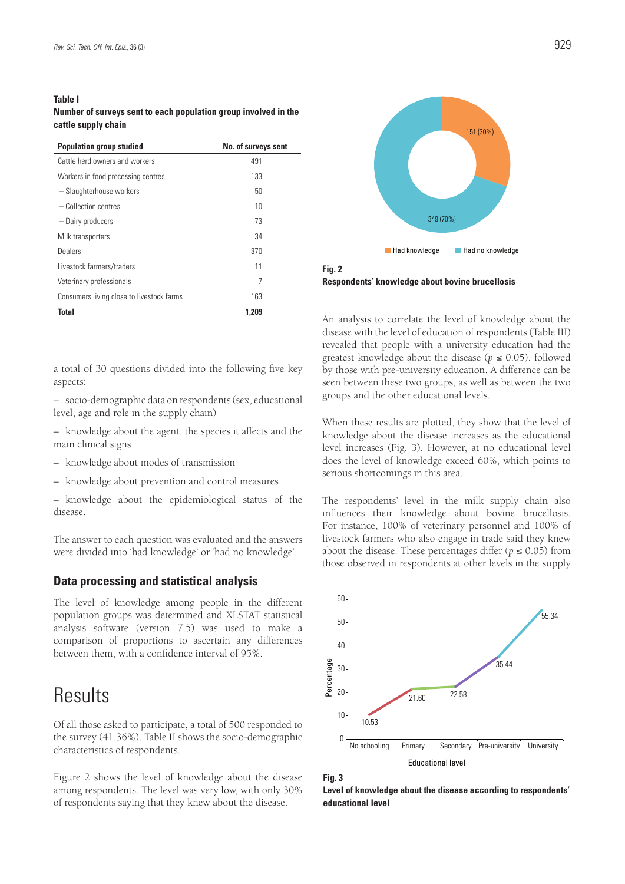**Table I**
**Number of surveys sent to each population group involved in the cattle supply chain**

| Population group studied | No. of surveys sent |
|---|---|
| Cattle herd owners and workers | 491 |
| Workers in food processing centres | 133 |
| – Slaughterhouse workers | 50 |
| – Collection centres | 10 |
| – Dairy producers | 73 |
| Milk transporters | 34 |
| Dealers | 370 |
| Livestock farmers/traders | 11 |
| Veterinary professionals | 7 |
| Consumers living close to livestock farms | 163 |
| **Total** | **1,209** |

a total of 30 questions divided into the following five key aspects:

– socio-demographic data on respondents (sex, educational level, age and role in the supply chain)

– knowledge about the agent, the species it affects and the main clinical signs

– knowledge about modes of transmission

– knowledge about prevention and control measures

– knowledge about the epidemiological status of the disease.

The answer to each question was evaluated and the answers were divided into 'had knowledge' or 'had no knowledge'.

### Data processing and statistical analysis

The level of knowledge among people in the different population groups was determined and XLSTAT statistical analysis software (version 7.5) was used to make a comparison of proportions to ascertain any differences between them, with a confidence interval of 95%.

## Results

Of all those asked to participate, a total of 500 responded to the survey (41.36%). Table II shows the socio-demographic characteristics of respondents.

Figure 2 shows the level of knowledge about the disease among respondents. The level was very low, with only 30% of respondents saying that they knew about the disease.

**Fig. 2**
**Respondents' knowledge about bovine brucellosis**

An analysis to correlate the level of knowledge about the disease with the level of education of respondents (Table III) revealed that people with a university education had the greatest knowledge about the disease ($p \leq 0.05$), followed by those with pre-university education. A difference can be seen between these two groups, as well as between the two groups and the other educational levels.

When these results are plotted, they show that the level of knowledge about the disease increases as the educational level increases (Fig. 3). However, at no educational level does the level of knowledge exceed 60%, which points to serious shortcomings in this area.

The respondents' level in the milk supply chain also influences their knowledge about bovine brucellosis. For instance, 100% of veterinary personnel and 100% of livestock farmers who also engage in trade said they knew about the disease. These percentages differ ($p \leq 0.05$) from those observed in respondents at other levels in the supply

**Fig. 3**
**Level of knowledge about the disease according to respondents' educational level**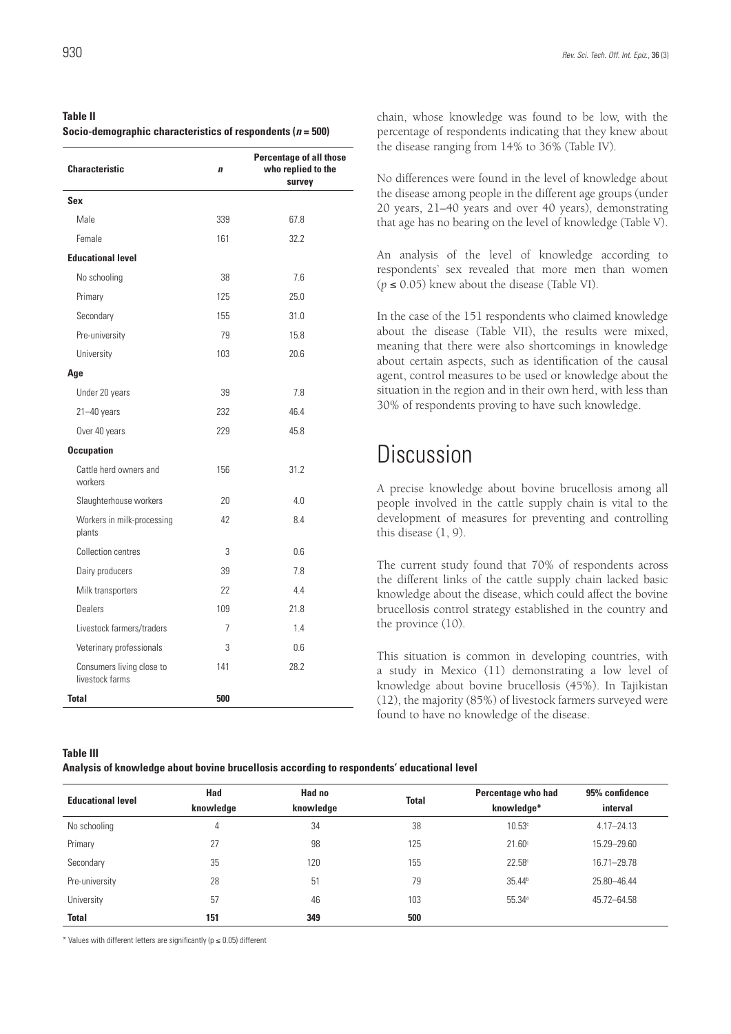**Table II**
**Socio-demographic characteristics of respondents ($n = 500$)**

| Characteristic | *n* | Percentage of all those who replied to the survey |
|---|---|---|
| **Sex** | | |
| Male | 339 | 67.8 |
| Female | 161 | 32.2 |
| **Educational level** | | |
| No schooling | 38 | 7.6 |
| Primary | 125 | 25.0 |
| Secondary | 155 | 31.0 |
| Pre-university | 79 | 15.8 |
| University | 103 | 20.6 |
| **Age** | | |
| Under 20 years | 39 | 7.8 |
| 21–40 years | 232 | 46.4 |
| Over 40 years | 229 | 45.8 |
| **Occupation** | | |
| Cattle herd owners and workers | 156 | 31.2 |
| Slaughterhouse workers | 20 | 4.0 |
| Workers in milk-processing plants | 42 | 8.4 |
| Collection centres | 3 | 0.6 |
| Dairy producers | 39 | 7.8 |
| Milk transporters | 22 | 4.4 |
| Dealers | 109 | 21.8 |
| Livestock farmers/traders | 7 | 1.4 |
| Veterinary professionals | 3 | 0.6 |
| Consumers living close to livestock farms | 141 | 28.2 |
| **Total** | **500** | |

chain, whose knowledge was found to be low, with the percentage of respondents indicating that they knew about the disease ranging from 14% to 36% (Table IV).

No differences were found in the level of knowledge about the disease among people in the different age groups (under 20 years, 21–40 years and over 40 years), demonstrating that age has no bearing on the level of knowledge (Table V).

An analysis of the level of knowledge according to respondents' sex revealed that more men than women ($p \leq 0.05$) knew about the disease (Table VI).

In the case of the 151 respondents who claimed knowledge about the disease (Table VII), the results were mixed, meaning that there were also shortcomings in knowledge about certain aspects, such as identification of the causal agent, control measures to be used or knowledge about the situation in the region and in their own herd, with less than 30% of respondents proving to have such knowledge.

# Discussion

A precise knowledge about bovine brucellosis among all people involved in the cattle supply chain is vital to the development of measures for preventing and controlling this disease (1, 9).

The current study found that 70% of respondents across the different links of the cattle supply chain lacked basic knowledge about the disease, which could affect the bovine brucellosis control strategy established in the country and the province (10).

This situation is common in developing countries, with a study in Mexico (11) demonstrating a low level of knowledge about bovine brucellosis (45%). In Tajikistan (12), the majority (85%) of livestock farmers surveyed were found to have no knowledge of the disease.

**Table III**
**Analysis of knowledge about bovine brucellosis according to respondents' educational level**

| Educational level | Had knowledge | Had no knowledge | Total | Percentage who had knowledge* | 95% confidence interval |
|---|---|---|---|---|---|
| No schooling | 4 | 34 | 38 | 10.53[c] | 4.17–24.13 |
| Primary | 27 | 98 | 125 | 21.60[c] | 15.29–29.60 |
| Secondary | 35 | 120 | 155 | 22.58[c] | 16.71–29.78 |
| Pre-university | 28 | 51 | 79 | 35.44[b] | 25.80–46.44 |
| University | 57 | 46 | 103 | 55.34[a] | 45.72–64.58 |
| **Total** | **151** | **349** | **500** | | |

\* Values with different letters are significantly ($p \leq 0.05$) different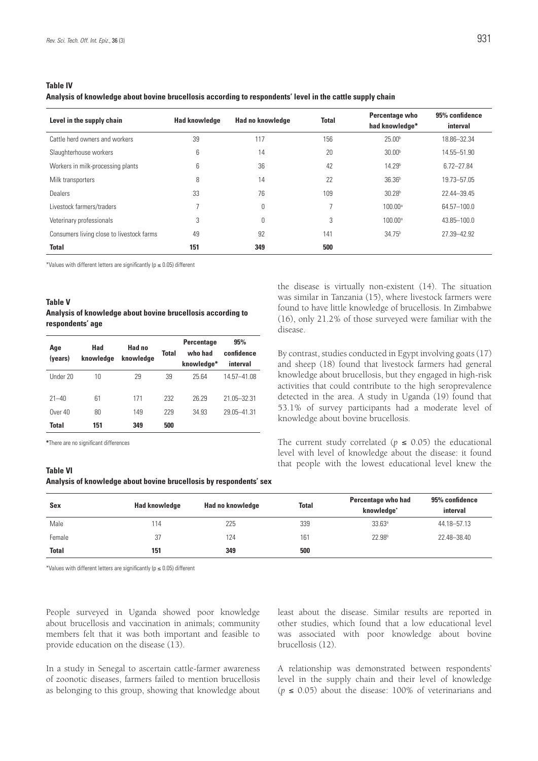**Table IV**
**Analysis of knowledge about bovine brucellosis according to respondents' level in the cattle supply chain**

| Level in the supply chain | Had knowledge | Had no knowledge | Total | Percentage who had knowledge* | 95% confidence interval |
|---|---|---|---|---|---|
| Cattle herd owners and workers | 39 | 117 | 156 | 25.00[b] | 18.86–32.34 |
| Slaughterhouse workers | 6 | 14 | 20 | 30.00[b] | 14.55–51.90 |
| Workers in milk-processing plants | 6 | 36 | 42 | 14.29[b] | 6.72–27.84 |
| Milk transporters | 8 | 14 | 22 | 36.36[b] | 19.73–57.05 |
| Dealers | 33 | 76 | 109 | 30.28[b] | 22.44–39.45 |
| Livestock farmers/traders | 7 | 0 | 7 | 100.00[a] | 64.57–100.0 |
| Veterinary professionals | 3 | 0 | 3 | 100.00[a] | 43.85–100.0 |
| Consumers living close to livestock farms | 49 | 92 | 141 | 34.75[b] | 27.39–42.92 |
| **Total** | **151** | **349** | **500** | | |

*Values with different letters are significantly ($p \leq 0.05$) different

**Table V**
**Analysis of knowledge about bovine brucellosis according to respondents' age**

| Age (years) | Had knowledge | Had no knowledge | Total | Percentage who had knowledge* | 95% confidence interval |
|---|---|---|---|---|---|
| Under 20 | 10 | 29 | 39 | 25.64 | 14.57–41.08 |
| 21–40 | 61 | 171 | 232 | 26.29 | 21.05–32.31 |
| Over 40 | 80 | 149 | 229 | 34.93 | 29.05–41.31 |
| **Total** | **151** | **349** | **500** | | |

*There are no significant differences

**Table VI**
**Analysis of knowledge about bovine brucellosis by respondents' sex**

| Sex | Had knowledge | Had no knowledge | Total | Percentage who had knowledge* | 95% confidence interval |
|---|---|---|---|---|---|
| Male | 114 | 225 | 339 | 33.63[a] | 44.18–57.13 |
| Female | 37 | 124 | 161 | 22.98[b] | 22.48–38.40 |
| **Total** | **151** | **349** | **500** | | |

*Values with different letters are significantly ($p \leq 0.05$) different

People surveyed in Uganda showed poor knowledge about brucellosis and vaccination in animals; community members felt that it was both important and feasible to provide education on the disease (13).

In a study in Senegal to ascertain cattle-farmer awareness of zoonotic diseases, farmers failed to mention brucellosis as belonging to this group, showing that knowledge about the disease is virtually non-existent (14). The situation was similar in Tanzania (15), where livestock farmers were found to have little knowledge of brucellosis. In Zimbabwe (16), only 21.2% of those surveyed were familiar with the disease.

By contrast, studies conducted in Egypt involving goats (17) and sheep (18) found that livestock farmers had general knowledge about brucellosis, but they engaged in high-risk activities that could contribute to the high seroprevalence detected in the area. A study in Uganda (19) found that 53.1% of survey participants had a moderate level of knowledge about bovine brucellosis.

The current study correlated ($p \leq 0.05$) the educational level with level of knowledge about the disease: it found that people with the lowest educational level knew the least about the disease. Similar results are reported in other studies, which found that a low educational level was associated with poor knowledge about bovine brucellosis (12).

A relationship was demonstrated between respondents' level in the supply chain and their level of knowledge ($p \leq 0.05$) about the disease: 100% of veterinarians and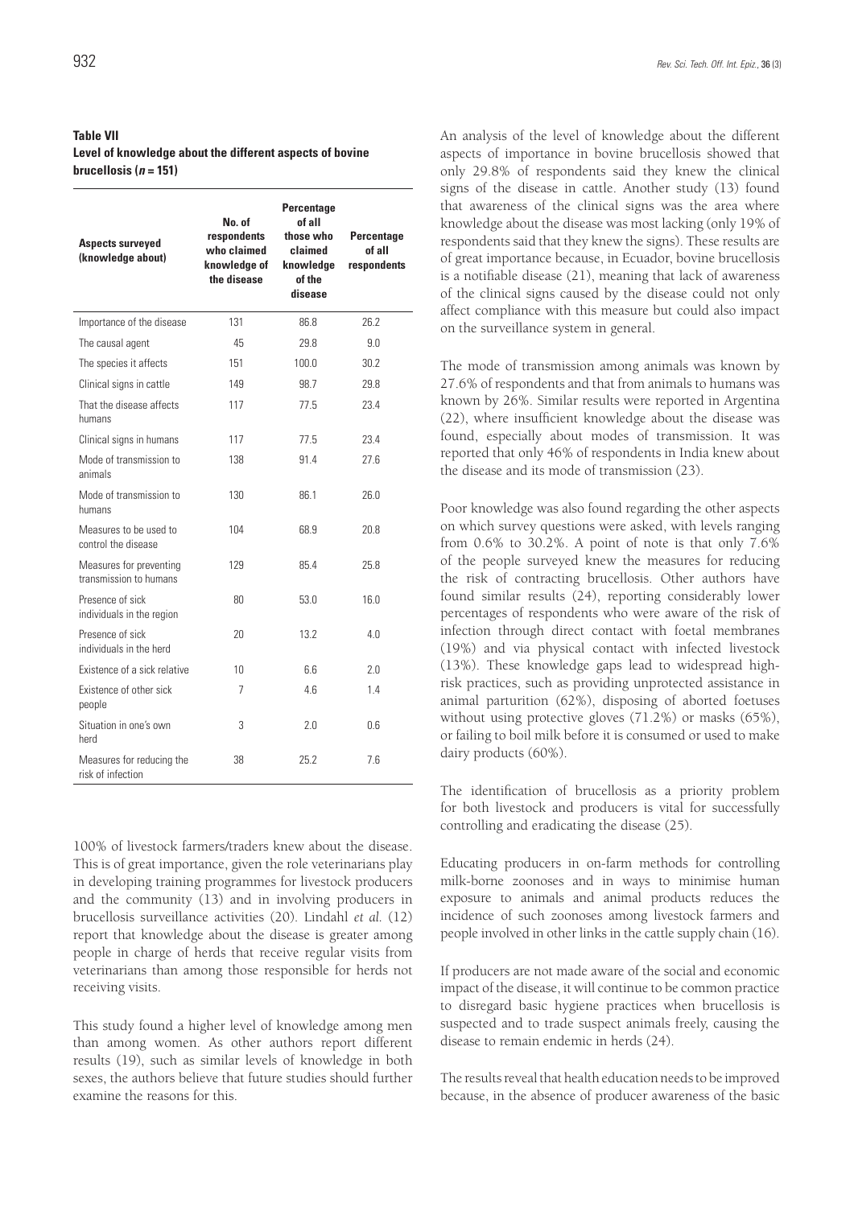**Table VII**
**Level of knowledge about the different aspects of bovine brucellosis ($n$ = 151)**

| Aspects surveyed (knowledge about) | No. of respondents who claimed knowledge of the disease | Percentage of all those who claimed knowledge of the disease | Percentage of all respondents |
|---|---|---|---|
| Importance of the disease | 131 | 86.8 | 26.2 |
| The causal agent | 45 | 29.8 | 9.0 |
| The species it affects | 151 | 100.0 | 30.2 |
| Clinical signs in cattle | 149 | 98.7 | 29.8 |
| That the disease affects humans | 117 | 77.5 | 23.4 |
| Clinical signs in humans | 117 | 77.5 | 23.4 |
| Mode of transmission to animals | 138 | 91.4 | 27.6 |
| Mode of transmission to humans | 130 | 86.1 | 26.0 |
| Measures to be used to control the disease | 104 | 68.9 | 20.8 |
| Measures for preventing transmission to humans | 129 | 85.4 | 25.8 |
| Presence of sick individuals in the region | 80 | 53.0 | 16.0 |
| Presence of sick individuals in the herd | 20 | 13.2 | 4.0 |
| Existence of a sick relative | 10 | 6.6 | 2.0 |
| Existence of other sick people | 7 | 4.6 | 1.4 |
| Situation in one's own herd | 3 | 2.0 | 0.6 |
| Measures for reducing the risk of infection | 38 | 25.2 | 7.6 |

100% of livestock farmers/traders knew about the disease. This is of great importance, given the role veterinarians play in developing training programmes for livestock producers and the community (13) and in involving producers in brucellosis surveillance activities (20). Lindahl *et al.* (12) report that knowledge about the disease is greater among people in charge of herds that receive regular visits from veterinarians than among those responsible for herds not receiving visits.

This study found a higher level of knowledge among men than among women. As other authors report different results (19), such as similar levels of knowledge in both sexes, the authors believe that future studies should further examine the reasons for this.

An analysis of the level of knowledge about the different aspects of importance in bovine brucellosis showed that only 29.8% of respondents said they knew the clinical signs of the disease in cattle. Another study (13) found that awareness of the clinical signs was the area where knowledge about the disease was most lacking (only 19% of respondents said that they knew the signs). These results are of great importance because, in Ecuador, bovine brucellosis is a notifiable disease (21), meaning that lack of awareness of the clinical signs caused by the disease could not only affect compliance with this measure but could also impact on the surveillance system in general.

The mode of transmission among animals was known by 27.6% of respondents and that from animals to humans was known by 26%. Similar results were reported in Argentina (22), where insufficient knowledge about the disease was found, especially about modes of transmission. It was reported that only 46% of respondents in India knew about the disease and its mode of transmission (23).

Poor knowledge was also found regarding the other aspects on which survey questions were asked, with levels ranging from 0.6% to 30.2%. A point of note is that only 7.6% of the people surveyed knew the measures for reducing the risk of contracting brucellosis. Other authors have found similar results (24), reporting considerably lower percentages of respondents who were aware of the risk of infection through direct contact with foetal membranes (19%) and via physical contact with infected livestock (13%). These knowledge gaps lead to widespread high-risk practices, such as providing unprotected assistance in animal parturition (62%), disposing of aborted foetuses without using protective gloves (71.2%) or masks (65%), or failing to boil milk before it is consumed or used to make dairy products (60%).

The identification of brucellosis as a priority problem for both livestock and producers is vital for successfully controlling and eradicating the disease (25).

Educating producers in on-farm methods for controlling milk-borne zoonoses and in ways to minimise human exposure to animals and animal products reduces the incidence of such zoonoses among livestock farmers and people involved in other links in the cattle supply chain (16).

If producers are not made aware of the social and economic impact of the disease, it will continue to be common practice to disregard basic hygiene practices when brucellosis is suspected and to trade suspect animals freely, causing the disease to remain endemic in herds (24).

The results reveal that health education needs to be improved because, in the absence of producer awareness of the basic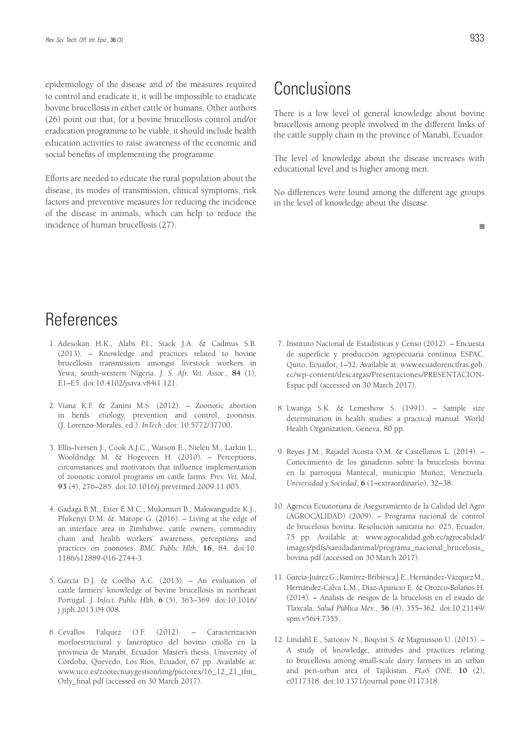epidemiology of the disease and of the measures required to control and eradicate it, it will be impossible to eradicate bovine brucellosis in either cattle or humans. Other authors (26) point out that, for a bovine brucellosis control and/or eradication programme to be viable, it should include health education activities to raise awareness of the economic and social benefits of implementing the programme.

Efforts are needed to educate the rural population about the disease, its modes of transmission, clinical symptoms, risk factors and preventive measures for reducing the incidence of the disease in animals, which can help to reduce the incidence of human brucellosis (27).

## Conclusions

There is a low level of general knowledge about bovine brucellosis among people involved in the different links of the cattle supply chain in the province of Manabí, Ecuador.

The level of knowledge about the disease increases with educational level and is higher among men.

No differences were found among the different age groups in the level of knowledge about the disease.

## References

1. Adesokan H.K., Alabi P.I., Stack J.A. & Cadmus S.B. (2013). – Knowledge and practices related to bovine brucellosis transmission amongst livestock workers in Yewa, south-western Nigeria. *J. S. Afr. Vet. Assoc.*, **84** (1), E1–E5. doi:10.4102/jsava.v84i1.121.

2. Viana K.F. & Zanini M.S. (2012). – Zoonotic abortion in herds: etiology, prevention and control, zoonosis. (J. Lorenzo-Morales, ed.). *InTech*. doi: 10.5772/37700.

3. Ellis-Iversen J., Cook A.J.C., Watson E., Nielen M., Larkin L., Wooldridge M. & Hogeveen H. (2010). – Perceptions, circumstances and motivators that influence implementation of zoonotic control programs on cattle farms. *Prev. Vet. Med*, **93** (4), 276–285. doi:10.1016/j.prevetmed.2009.11.005.

4. Gadaga B.M., Etter E.M.C., Mukamuri B., Makwangudze K.J., Pfukenyi D.M. &. Matope G. (2016). – Living at the edge of an interface area in Zimbabwe: cattle owners, commodity chain and health workers' awareness, perceptions and practices on zoonoses. *BMC Public Hlth*, **16**, 84. doi:10. 1186/s12889-016-2744-3.

5. García D.J. & Coelho A.C. (2013). – An evaluation of cattle farmers' knowledge of bovine brucellosis in northeast Portugal. *J. Infect. Public Hlth*, **6** (5), 363–369. doi:10.1016/ j.jiph.2013.04.008.

6. Cevallos Falquez O.F. (2012). – Caracterización morfoestructural y faneróptico del bovino criollo en la provincia de Manabí, Ecuador. Master's thesis, University of Córdoba, Quevedo, Los Ríos, Ecuador, 67 pp. Available at: www.uco.es/zootecniaygestion/img/pictorex/16_12_21_tfm_ Orly_final.pdf (accessed on 30 March 2017).

7. Instituto Nacional de Estadísticas y Censo (2012). – Encuesta de superficie y producción agropecuaria continua ESPAC. Quito, Ecuador, 1–52. Available at: www.ecuadorencifras.gob. ec/wp-content/descargas/Presentaciones/PRESENTACION-Espac.pdf (accessed on 30 March 2017).

8. Lwanga S.K. & Lemeshow S. (1991). – Sample size determination in health studies: a practical manual. World Health Organization, Geneva, 80 pp.

9. Reyes J.M., Rajadel Acosta O.M. & Castellanos L. (2014). – Conocimiento de los ganaderos sobre la brucelosis bovina en la parroquia Mantecal, municipio Muñoz, Venezuela. *Universidad y Sociedad*, **6** (1–extraordinario), 32–38.

10. Agencia Ecuatoriana de Aseguramiento de la Calidad del Agro (AGROCALIDAD) (2009). – Programa nacional de control de brucelosis bovina. Resolución sanitaria no. 025, Ecuador, 75 pp. Available at: www.agrocalidad.gob.ec/agrocalidad/ images/pdfs/sanidadanimal/programa_nacional_brucelosis_ bovina.pdf (accessed on 30 March 2017).

11. García-Juárez G., Ramírez-Bribiesca J.E., Hernández-Vázquez M., Hernández-Calva L.M., Díaz-Aparicio E. & Orozco-Bolaños H. (2014). – Análisis de riesgos de la brucelosis en el estado de Tlaxcala. *Salud Pública Méx.*, **56** (4), 355–362. doi:10.21149/ spm.v56i4.7355.

12. Lindahl E., Sattorov N., Boqvist S. & Magnusson U. (2015). – A study of knowledge, attitudes and practices relating to brucellosis among small-scale dairy farmers in an urban and peri-urban area of Tajikistan. *PLoS ONE*, **10** (2), e0117318. doi:10.1371/journal.pone.0117318.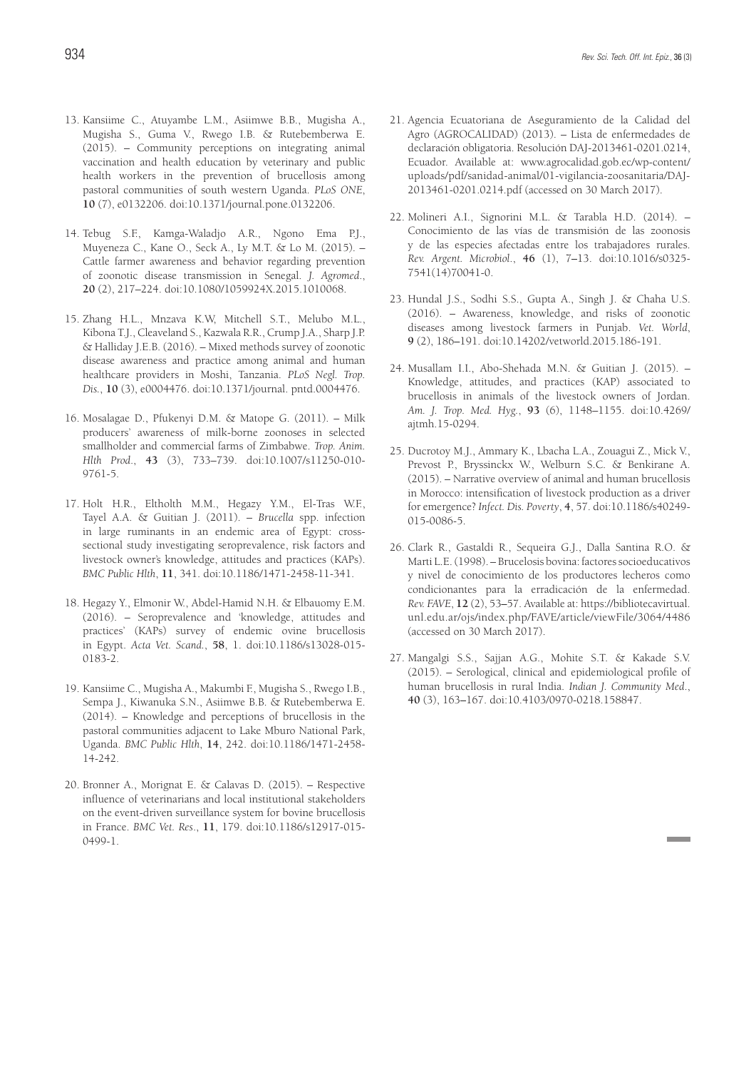13. Kansiime C., Atuyambe L.M., Asiimwe B.B., Mugisha A., Mugisha S., Guma V., Rwego I.B. & Rutebemberwa E. (2015). – Community perceptions on integrating animal vaccination and health education by veterinary and public health workers in the prevention of brucellosis among pastoral communities of south western Uganda. *PLoS ONE*, **10** (7), e0132206. doi:10.1371/journal.pone.0132206.

14. Tebug S.F., Kamga-Waladjo A.R., Ngono Ema P.J., Muyeneza C., Kane O., Seck A., Ly M.T. & Lo M. (2015). – Cattle farmer awareness and behavior regarding prevention of zoonotic disease transmission in Senegal. *J. Agromed.*, **20** (2), 217–224. doi:10.1080/1059924X.2015.1010068.

15. Zhang H.L., Mnzava K.W, Mitchell S.T., Melubo M.L., Kibona T.J., Cleaveland S., Kazwala R.R., Crump J.A., Sharp J.P. & Halliday J.E.B. (2016). – Mixed methods survey of zoonotic disease awareness and practice among animal and human healthcare providers in Moshi, Tanzania. *PLoS Negl. Trop. Dis.*, **10** (3), e0004476. doi:10.1371/journal. pntd.0004476.

16. Mosalagae D., Pfukenyi D.M. & Matope G. (2011). – Milk producers' awareness of milk-borne zoonoses in selected smallholder and commercial farms of Zimbabwe. *Trop. Anim. Hlth Prod.*, **43** (3), 733–739. doi:10.1007/s11250-010-9761-5.

17. Holt H.R., Eltholth M.M., Hegazy Y.M., El-Tras W.F., Tayel A.A. & Guitian J. (2011). – *Brucella* spp. infection in large ruminants in an endemic area of Egypt: cross-sectional study investigating seroprevalence, risk factors and livestock owner's knowledge, attitudes and practices (KAPs). *BMC Public Hlth*, **11**, 341. doi:10.1186/1471-2458-11-341.

18. Hegazy Y., Elmonir W., Abdel-Hamid N.H. & Elbauomy E.M. (2016). – Seroprevalence and 'knowledge, attitudes and practices' (KAPs) survey of endemic ovine brucellosis in Egypt. *Acta Vet. Scand.*, **58**, 1. doi:10.1186/s13028-015-0183-2.

19. Kansiime C., Mugisha A., Makumbi F., Mugisha S., Rwego I.B., Sempa J., Kiwanuka S.N., Asiimwe B.B. & Rutebemberwa E. (2014). – Knowledge and perceptions of brucellosis in the pastoral communities adjacent to Lake Mburo National Park, Uganda. *BMC Public Hlth*, **14**, 242. doi:10.1186/1471-2458-14-242.

20. Bronner A., Morignat E. & Calavas D. (2015). – Respective influence of veterinarians and local institutional stakeholders on the event-driven surveillance system for bovine brucellosis in France. *BMC Vet. Res.*, **11**, 179. doi:10.1186/s12917-015-0499-1.

21. Agencia Ecuatoriana de Aseguramiento de la Calidad del Agro (AGROCALIDAD) (2013). – Lista de enfermedades de declaración obligatoria. Resolución DAJ-2013461-0201.0214, Ecuador. Available at: www.agrocalidad.gob.ec/wp-content/uploads/pdf/sanidad-animal/01-vigilancia-zoosanitaria/DAJ-2013461-0201.0214.pdf (accessed on 30 March 2017).

22. Molineri A.I., Signorini M.L. & Tarabla H.D. (2014). – Conocimiento de las vías de transmisión de las zoonosis y de las especies afectadas entre los trabajadores rurales. *Rev. Argent. Microbiol.*, **46** (1), 7–13. doi:10.1016/s0325-7541(14)70041-0.

23. Hundal J.S., Sodhi S.S., Gupta A., Singh J. & Chaha U.S. (2016). – Awareness, knowledge, and risks of zoonotic diseases among livestock farmers in Punjab. *Vet. World*, **9** (2), 186–191. doi:10.14202/vetworld.2015.186-191.

24. Musallam I.I., Abo-Shehada M.N. & Guitian J. (2015). – Knowledge, attitudes, and practices (KAP) associated to brucellosis in animals of the livestock owners of Jordan. *Am. J. Trop. Med. Hyg.*, **93** (6), 1148–1155. doi:10.4269/ajtmh.15-0294.

25. Ducrotoy M.J., Ammary K., Lbacha L.A., Zouagui Z., Mick V., Prevost P., Bryssinckx W., Welburn S.C. & Benkirane A. (2015). – Narrative overview of animal and human brucellosis in Morocco: intensification of livestock production as a driver for emergence? *Infect. Dis. Poverty*, **4**, 57. doi:10.1186/s40249-015-0086-5.

26. Clark R., Gastaldi R., Sequeira G.J., Dalla Santina R.O. & Marti L.E. (1998). – Brucelosis bovina: factores socioeducativos y nivel de conocimiento de los productores lecheros como condicionantes para la erradicación de la enfermedad. *Rev. FAVE*, **12** (2), 53–57. Available at: https://bibliotecavirtual.unl.edu.ar/ojs/index.php/FAVE/article/viewFile/3064/4486 (accessed on 30 March 2017).

27. Mangalgi S.S., Sajjan A.G., Mohite S.T. & Kakade S.V. (2015). – Serological, clinical and epidemiological profile of human brucellosis in rural India. *Indian J. Community Med.*, **40** (3), 163–167. doi:10.4103/0970-0218.158847.